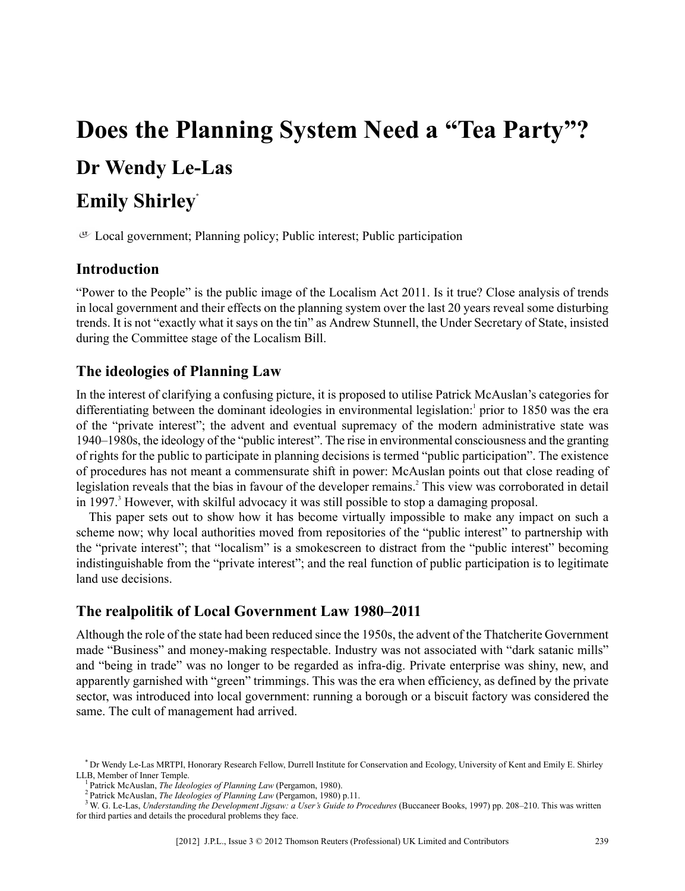# Does the Planning System Need a "Tea Party"?

## Dr Wendy Le-Las

## Emily Shirley*

Local government; Planning policy; Public interest; Public participation

## Introduction

"Power to the People" is the public image of the Localism Act 2011. Is it true? Close analysis of trends in local government and their effects on the planning system over the last 20 years reveal some disturbing trends. It is not "exactly what it says on the tin" as Andrew Stunnell, the Under Secretary of State, insisted during the Committee stage of the Localism Bill.

## The ideologies of Planning Law

In the interest of clarifying a confusing picture, it is proposed to utilise Patrick McAuslan's categories for differentiating between the dominant ideologies in environmental legislation:[1] prior to 1850 was the era of the "private interest"; the advent and eventual supremacy of the modern administrative state was 1940–1980s, the ideology of the "public interest". The rise in environmental consciousness and the granting of rights for the public to participate in planning decisions is termed "public participation". The existence of procedures has not meant a commensurate shift in power: McAuslan points out that close reading of legislation reveals that the bias in favour of the developer remains.[2] This view was corroborated in detail in 1997.[3] However, with skilful advocacy it was still possible to stop a damaging proposal.

This paper sets out to show how it has become virtually impossible to make any impact on such a scheme now; why local authorities moved from repositories of the "public interest" to partnership with the "private interest"; that "localism" is a smokescreen to distract from the "public interest" becoming indistinguishable from the "private interest"; and the real function of public participation is to legitimate land use decisions.

## The realpolitik of Local Government Law 1980–2011

Although the role of the state had been reduced since the 1950s, the advent of the Thatcherite Government made "Business" and money-making respectable. Industry was not associated with "dark satanic mills" and "being in trade" was no longer to be regarded as infra-dig. Private enterprise was shiny, new, and apparently garnished with "green" trimmings. This was the era when efficiency, as defined by the private sector, was introduced into local government: running a borough or a biscuit factory was considered the same. The cult of management had arrived.

---

\* Dr Wendy Le-Las MRTPI, Honorary Research Fellow, Durrell Institute for Conservation and Ecology, University of Kent and Emily E. Shirley LLB, Member of Inner Temple.

[1] Patrick McAuslan, *The Ideologies of Planning Law* (Pergamon, 1980).

[2] Patrick McAuslan, *The Ideologies of Planning Law* (Pergamon, 1980) p.11.

[3] W. G. Le-Las, *Understanding the Development Jigsaw: a User's Guide to Procedures* (Buccaneer Books, 1997) pp. 208–210. This was written for third parties and details the procedural problems they face.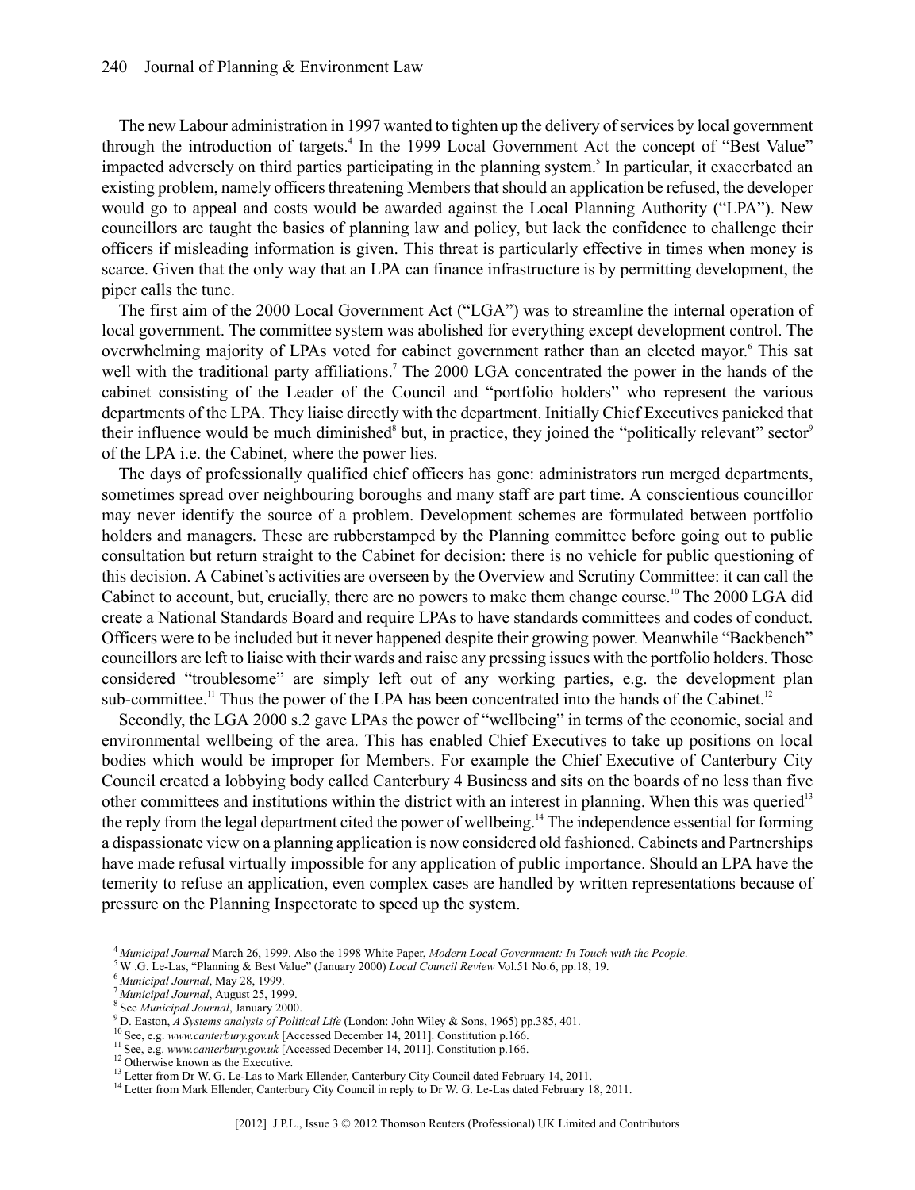The new Labour administration in 1997 wanted to tighten up the delivery of services by local government through the introduction of targets.[4] In the 1999 Local Government Act the concept of "Best Value" impacted adversely on third parties participating in the planning system.[5] In particular, it exacerbated an existing problem, namely officers threatening Members that should an application be refused, the developer would go to appeal and costs would be awarded against the Local Planning Authority ("LPA"). New councillors are taught the basics of planning law and policy, but lack the confidence to challenge their officers if misleading information is given. This threat is particularly effective in times when money is scarce. Given that the only way that an LPA can finance infrastructure is by permitting development, the piper calls the tune.

The first aim of the 2000 Local Government Act ("LGA") was to streamline the internal operation of local government. The committee system was abolished for everything except development control. The overwhelming majority of LPAs voted for cabinet government rather than an elected mayor.[6] This sat well with the traditional party affiliations.[7] The 2000 LGA concentrated the power in the hands of the cabinet consisting of the Leader of the Council and "portfolio holders" who represent the various departments of the LPA. They liaise directly with the department. Initially Chief Executives panicked that their influence would be much diminished[8] but, in practice, they joined the "politically relevant" sector[9] of the LPA i.e. the Cabinet, where the power lies.

The days of professionally qualified chief officers has gone: administrators run merged departments, sometimes spread over neighbouring boroughs and many staff are part time. A conscientious councillor may never identify the source of a problem. Development schemes are formulated between portfolio holders and managers. These are rubberstamped by the Planning committee before going out to public consultation but return straight to the Cabinet for decision: there is no vehicle for public questioning of this decision. A Cabinet's activities are overseen by the Overview and Scrutiny Committee: it can call the Cabinet to account, but, crucially, there are no powers to make them change course.[10] The 2000 LGA did create a National Standards Board and require LPAs to have standards committees and codes of conduct. Officers were to be included but it never happened despite their growing power. Meanwhile "Backbench" councillors are left to liaise with their wards and raise any pressing issues with the portfolio holders. Those considered "troublesome" are simply left out of any working parties, e.g. the development plan sub-committee.[11] Thus the power of the LPA has been concentrated into the hands of the Cabinet.[12]

Secondly, the LGA 2000 s.2 gave LPAs the power of "wellbeing" in terms of the economic, social and environmental wellbeing of the area. This has enabled Chief Executives to take up positions on local bodies which would be improper for Members. For example the Chief Executive of Canterbury City Council created a lobbying body called Canterbury 4 Business and sits on the boards of no less than five other committees and institutions within the district with an interest in planning. When this was queried[13] the reply from the legal department cited the power of wellbeing.[14] The independence essential for forming a dispassionate view on a planning application is now considered old fashioned. Cabinets and Partnerships have made refusal virtually impossible for any application of public importance. Should an LPA have the temerity to refuse an application, even complex cases are handled by written representations because of pressure on the Planning Inspectorate to speed up the system.

---

[4] *Municipal Journal* March 26, 1999. Also the 1998 White Paper, *Modern Local Government: In Touch with the People*.

[5] W .G. Le-Las, "Planning & Best Value" (January 2000) *Local Council Review* Vol.51 No.6, pp.18, 19.

[6] *Municipal Journal*, May 28, 1999.

[7] *Municipal Journal*, August 25, 1999.

[8] See *Municipal Journal*, January 2000.

[9] D. Easton, *A Systems analysis of Political Life* (London: John Wiley & Sons, 1965) pp.385, 401.

[10] See, e.g. *www.canterbury.gov.uk* [Accessed December 14, 2011]. Constitution p.166.

[11] See, e.g. *www.canterbury.gov.uk* [Accessed December 14, 2011]. Constitution p.166.

[12] Otherwise known as the Executive.

[13] Letter from Dr W. G. Le-Las to Mark Ellender, Canterbury City Council dated February 14, 2011.

[14] Letter from Mark Ellender, Canterbury City Council in reply to Dr W. G. Le-Las dated February 18, 2011.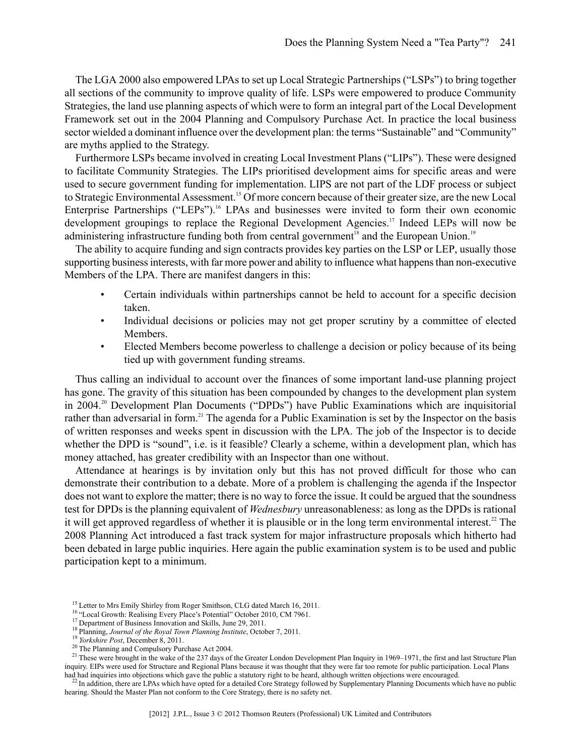The LGA 2000 also empowered LPAs to set up Local Strategic Partnerships ("LSPs") to bring together all sections of the community to improve quality of life. LSPs were empowered to produce Community Strategies, the land use planning aspects of which were to form an integral part of the Local Development Framework set out in the 2004 Planning and Compulsory Purchase Act. In practice the local business sector wielded a dominant influence over the development plan: the terms "Sustainable" and "Community" are myths applied to the Strategy.

Furthermore LSPs became involved in creating Local Investment Plans ("LIPs"). These were designed to facilitate Community Strategies. The LIPs prioritised development aims for specific areas and were used to secure government funding for implementation. LIPS are not part of the LDF process or subject to Strategic Environmental Assessment.[15] Of more concern because of their greater size, are the new Local Enterprise Partnerships ("LEPs").[16] LPAs and businesses were invited to form their own economic development groupings to replace the Regional Development Agencies.[17] Indeed LEPs will now be administering infrastructure funding both from central government[18] and the European Union.[19]

The ability to acquire funding and sign contracts provides key parties on the LSP or LEP, usually those supporting business interests, with far more power and ability to influence what happens than non-executive Members of the LPA. There are manifest dangers in this:

- Certain individuals within partnerships cannot be held to account for a specific decision taken.
- Individual decisions or policies may not get proper scrutiny by a committee of elected Members.
- Elected Members become powerless to challenge a decision or policy because of its being tied up with government funding streams.

Thus calling an individual to account over the finances of some important land-use planning project has gone. The gravity of this situation has been compounded by changes to the development plan system in 2004.[20] Development Plan Documents ("DPDs") have Public Examinations which are inquisitorial rather than adversarial in form.[21] The agenda for a Public Examination is set by the Inspector on the basis of written responses and weeks spent in discussion with the LPA. The job of the Inspector is to decide whether the DPD is "sound", i.e. is it feasible? Clearly a scheme, within a development plan, which has money attached, has greater credibility with an Inspector than one without.

Attendance at hearings is by invitation only but this has not proved difficult for those who can demonstrate their contribution to a debate. More of a problem is challenging the agenda if the Inspector does not want to explore the matter; there is no way to force the issue. It could be argued that the soundness test for DPDs is the planning equivalent of *Wednesbury* unreasonableness: as long as the DPDs is rational it will get approved regardless of whether it is plausible or in the long term environmental interest.[22] The 2008 Planning Act introduced a fast track system for major infrastructure proposals which hitherto had been debated in large public inquiries. Here again the public examination system is to be used and public participation kept to a minimum.

---

[15] Letter to Mrs Emily Shirley from Roger Smithson, CLG dated March 16, 2011.

[16] "Local Growth: Realising Every Place's Potential" October 2010, CM 7961.

[17] Department of Business Innovation and Skills, June 29, 2011.

[18] Planning, *Journal of the Royal Town Planning Institute*, October 7, 2011.

[19] *Yorkshire Post*, December 8, 2011.

[20] The Planning and Compulsory Purchase Act 2004.

[21] These were brought in the wake of the 237 days of the Greater London Development Plan Inquiry in 1969–1971, the first and last Structure Plan inquiry. EIPs were used for Structure and Regional Plans because it was thought that they were far too remote for public participation. Local Plans had had inquiries into objections which gave the public a statutory right to be heard, although written objections were encouraged.

[22] In addition, there are LPAs which have opted for a detailed Core Strategy followed by Supplementary Planning Documents which have no public hearing. Should the Master Plan not conform to the Core Strategy, there is no safety net.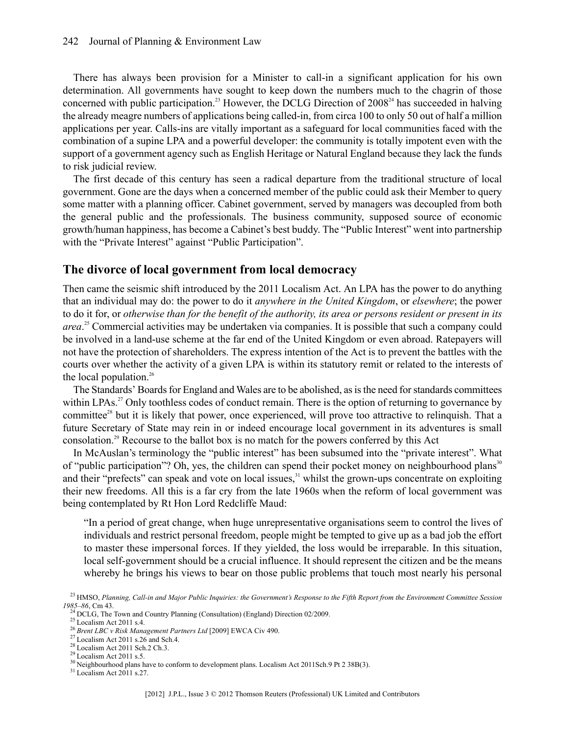There has always been provision for a Minister to call-in a significant application for his own determination. All governments have sought to keep down the numbers much to the chagrin of those concerned with public participation.[23] However, the DCLG Direction of 2008[24] has succeeded in halving the already meagre numbers of applications being called-in, from circa 100 to only 50 out of half a million applications per year. Calls-ins are vitally important as a safeguard for local communities faced with the combination of a supine LPA and a powerful developer: the community is totally impotent even with the support of a government agency such as English Heritage or Natural England because they lack the funds to risk judicial review.

The first decade of this century has seen a radical departure from the traditional structure of local government. Gone are the days when a concerned member of the public could ask their Member to query some matter with a planning officer. Cabinet government, served by managers was decoupled from both the general public and the professionals. The business community, supposed source of economic growth/human happiness, has become a Cabinet's best buddy. The "Public Interest" went into partnership with the "Private Interest" against "Public Participation".

## The divorce of local government from local democracy

Then came the seismic shift introduced by the 2011 Localism Act. An LPA has the power to do anything that an individual may do: the power to do it *anywhere in the United Kingdom*, or *elsewhere*; the power to do it for, or *otherwise than for the benefit of the authority, its area or persons resident or present in its area*.[25] Commercial activities may be undertaken via companies. It is possible that such a company could be involved in a land-use scheme at the far end of the United Kingdom or even abroad. Ratepayers will not have the protection of shareholders. The express intention of the Act is to prevent the battles with the courts over whether the activity of a given LPA is within its statutory remit or related to the interests of the local population.[26]

The Standards' Boards for England and Wales are to be abolished, as is the need for standards committees within LPAs.[27] Only toothless codes of conduct remain. There is the option of returning to governance by committee[28] but it is likely that power, once experienced, will prove too attractive to relinquish. That a future Secretary of State may rein in or indeed encourage local government in its adventures is small consolation.[29] Recourse to the ballot box is no match for the powers conferred by this Act

In McAuslan's terminology the "public interest" has been subsumed into the "private interest". What of "public participation"? Oh, yes, the children can spend their pocket money on neighbourhood plans[30] and their "prefects" can speak and vote on local issues,[31] whilst the grown-ups concentrate on exploiting their new freedoms. All this is a far cry from the late 1960s when the reform of local government was being contemplated by Rt Hon Lord Redcliffe Maud:

> "In a period of great change, when huge unrepresentative organisations seem to control the lives of individuals and restrict personal freedom, people might be tempted to give up as a bad job the effort to master these impersonal forces. If they yielded, the loss would be irreparable. In this situation, local self-government should be a crucial influence. It should represent the citizen and be the means whereby he brings his views to bear on those public problems that touch most nearly his personal

---

[23] HMSO, *Planning, Call-in and Major Public Inquiries: the Government's Response to the Fifth Report from the Environment Committee Session 1985–86*, Cm 43.

[24] DCLG, The Town and Country Planning (Consultation) (England) Direction 02/2009.

[25] Localism Act 2011 s.4.

[26] *Brent LBC v Risk Management Partners Ltd* [2009] EWCA Civ 490.

[27] Localism Act 2011 s.26 and Sch.4.

[28] Localism Act 2011 Sch.2 Ch.3.

[29] Localism Act 2011 s.5.

[30] Neighbourhood plans have to conform to development plans. Localism Act 2011Sch.9 Pt 2 38B(3).

[31] Localism Act 2011 s.27.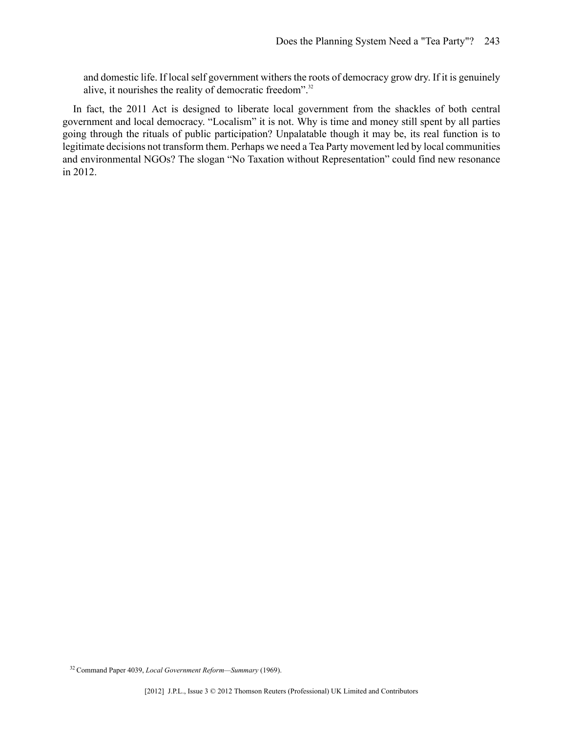and domestic life. If local self government withers the roots of democracy grow dry. If it is genuinely alive, it nourishes the reality of democratic freedom".[32]

In fact, the 2011 Act is designed to liberate local government from the shackles of both central government and local democracy. "Localism" it is not. Why is time and money still spent by all parties going through the rituals of public participation? Unpalatable though it may be, its real function is to legitimate decisions not transform them. Perhaps we need a Tea Party movement led by local communities and environmental NGOs? The slogan "No Taxation without Representation" could find new resonance in 2012.

[32] Command Paper 4039, *Local Government Reform—Summary* (1969).